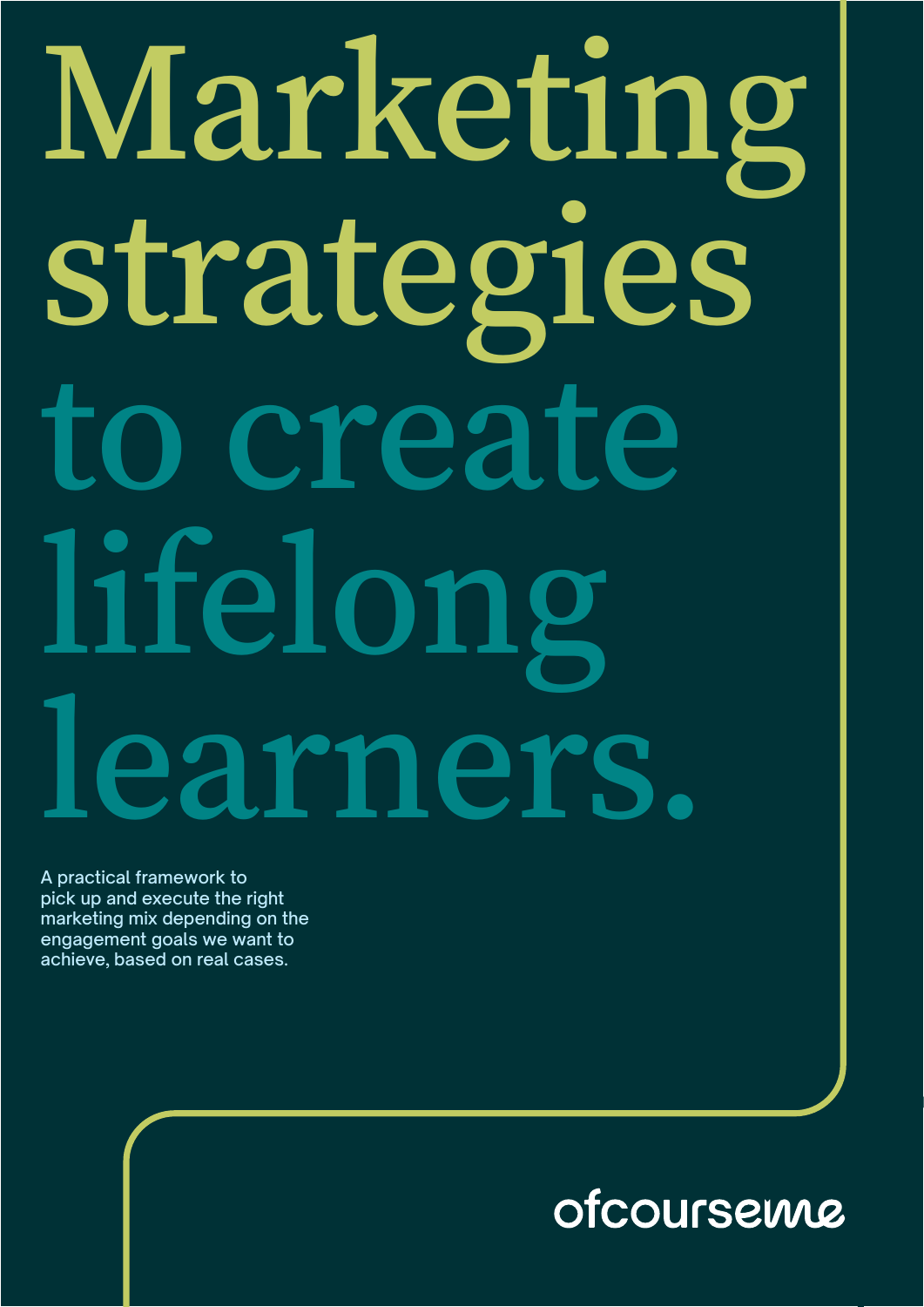# Marketing strategies to create lifelong learners.

A practical framework to pick up and execute the right marketing mix depending on the engagement goals we want to achieve, based on real cases.

ofcourseme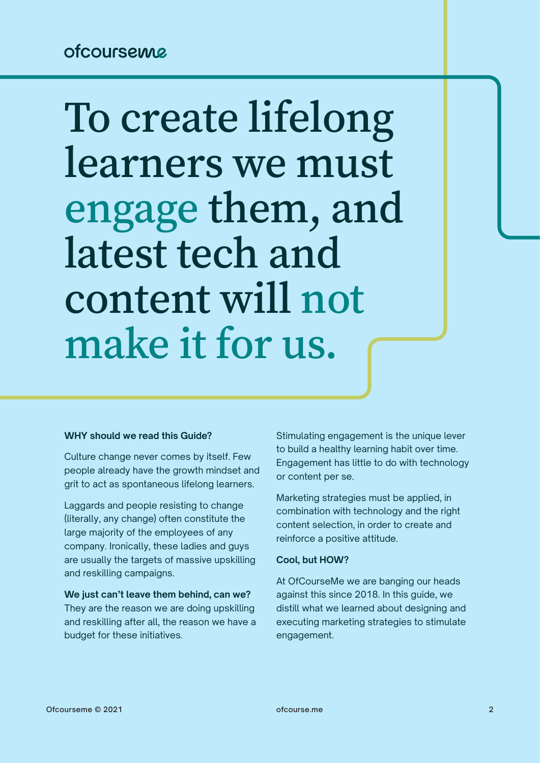# To create lifelong learners we must engage them, and latest tech and content will not make it for us.

**WHY should we read this Guide?**

Culture change never comes by itself. Few people already have the growth mindset and grit to act as spontaneous lifelong learners.

Laggards and people resisting to change (literally, any change) often constitute the large majority of the employees of any company. Ironically, these ladies and guys are usually the targets of massive upskilling and reskilling campaigns.

**We just can't leave them behind, can we?** They are the reason we are doing upskilling and reskilling after all, the reason we have a budget for these initiatives.

Stimulating engagement is the unique lever to build a healthy learning habit over time. Engagement has little to do with technology or content per se.

Marketing strategies must be applied, in combination with technology and the right content selection, in order to create and reinforce a positive attitude.

**Cool, but HOW?**

At OfCourseMe we are banging our heads against this since 2018. In this guide, we distill what we learned about designing and executing marketing strategies to stimulate engagement.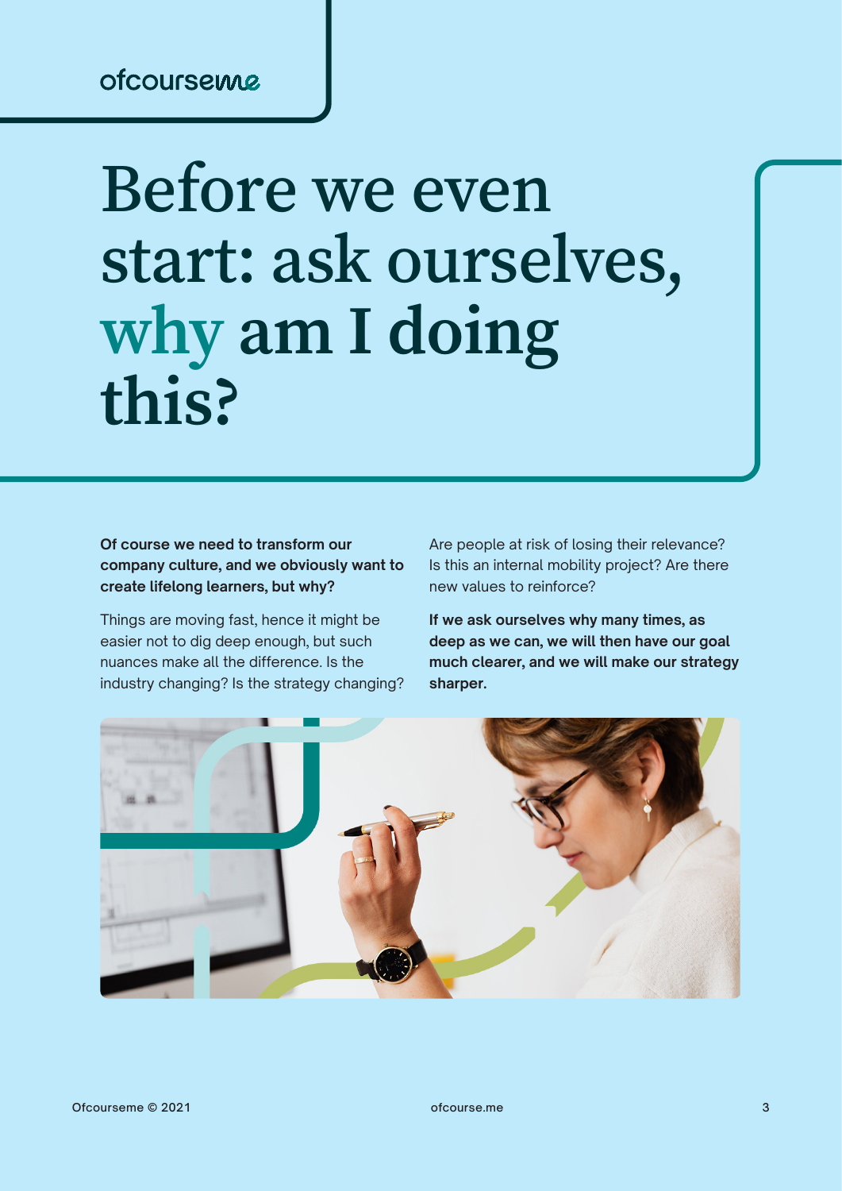# Before we even start: ask ourselves, why am I doing this?

**Of course we need to transform our company culture, and we obviously want to create lifelong learners, but why?**

Things are moving fast, hence it might be easier not to dig deep enough, but such nuances make all the difference. Is the industry changing? Is the strategy changing? Are people at risk of losing their relevance? Is this an internal mobility project? Are there new values to reinforce?

**If we ask ourselves why many times, as deep as we can, we will then have our goal much clearer, and we will make our strategy sharper.**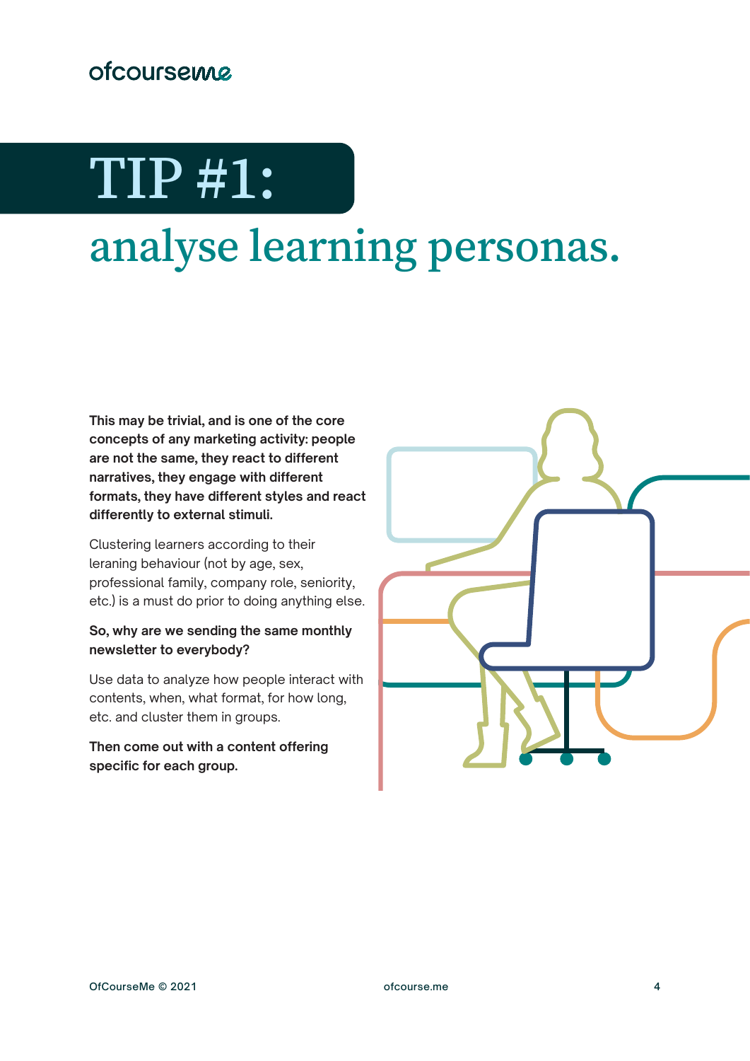# TIP #1: analyse learning personas.

**This may be trivial, and is one of the core concepts of any marketing activity: people are not the same, they react to different narratives, they engage with different formats, they have different styles and react differently to external stimuli.**

Clustering learners according to their leraning behaviour (not by age, sex, professional family, company role, seniority, etc.) is a must do prior to doing anything else.

**So, why are we sending the same monthly newsletter to everybody?**

Use data to analyze how people interact with contents, when, what format, for how long, etc. and cluster them in groups.

**Then come out with a content offering specific for each group.**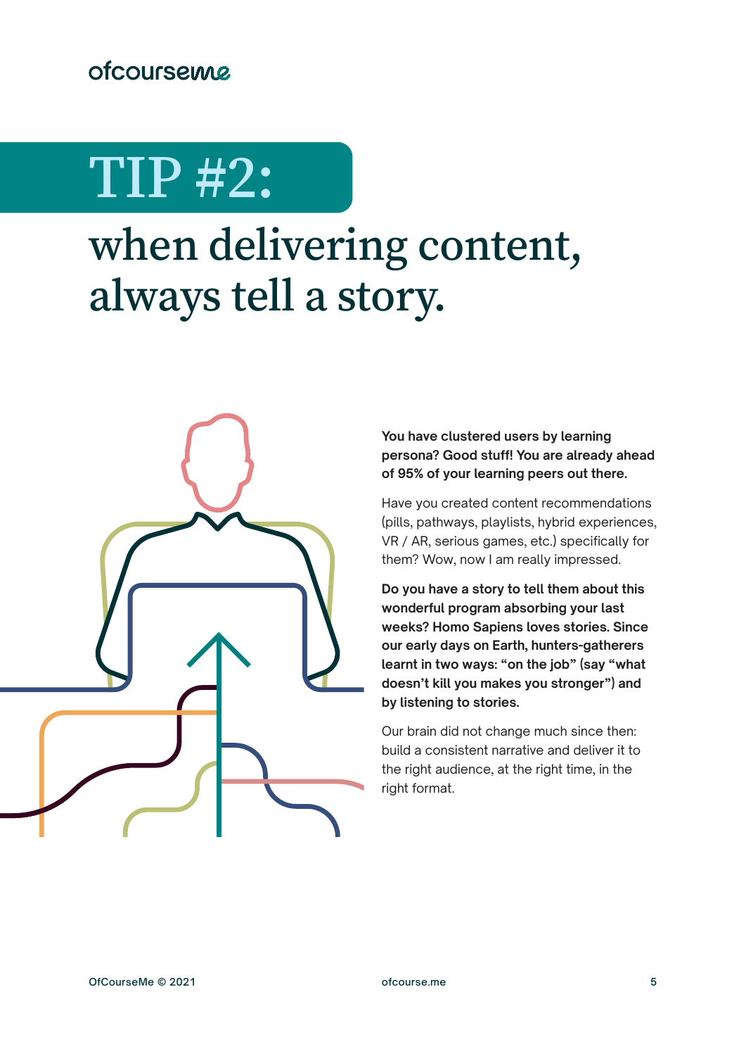# TIP #2:

## when delivering content, always tell a story.

**You have clustered users by learning persona? Good stuff! You are already ahead of 95% of your learning peers out there.**

Have you created content recommendations (pills, pathways, playlists, hybrid experiences, VR / AR, serious games, etc.) specifically for them? Wow, now I am really impressed.

**Do you have a story to tell them about this wonderful program absorbing your last weeks? Homo Sapiens loves stories. Since our early days on Earth, hunters-gatherers learnt in two ways: "on the job" (say "what doesn't kill you makes you stronger") and by listening to stories.**

Our brain did not change much since then: build a consistent narrative and deliver it to the right audience, at the right time, in the right format.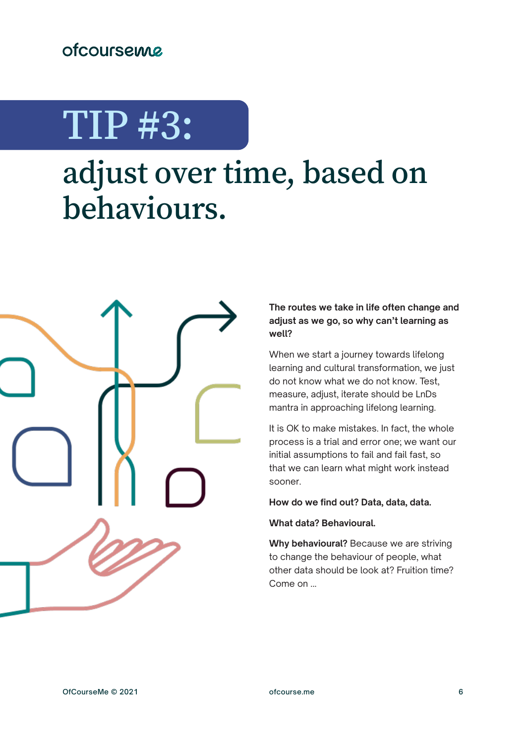# TIP #3:

## adjust over time, based on behaviours.

**The routes we take in life often change and adjust as we go, so why can't learning as well?**

When we start a journey towards lifelong learning and cultural transformation, we just do not know what we do not know. Test, measure, adjust, iterate should be LnDs mantra in approaching lifelong learning.

It is OK to make mistakes. In fact, the whole process is a trial and error one; we want our initial assumptions to fail and fail fast, so that we can learn what might work instead sooner.

**How do we find out? Data, data, data.**

**What data? Behavioural.**

**Why behavioural?** Because we are striving to change the behaviour of people, what other data should be look at? Fruition time? Come on ...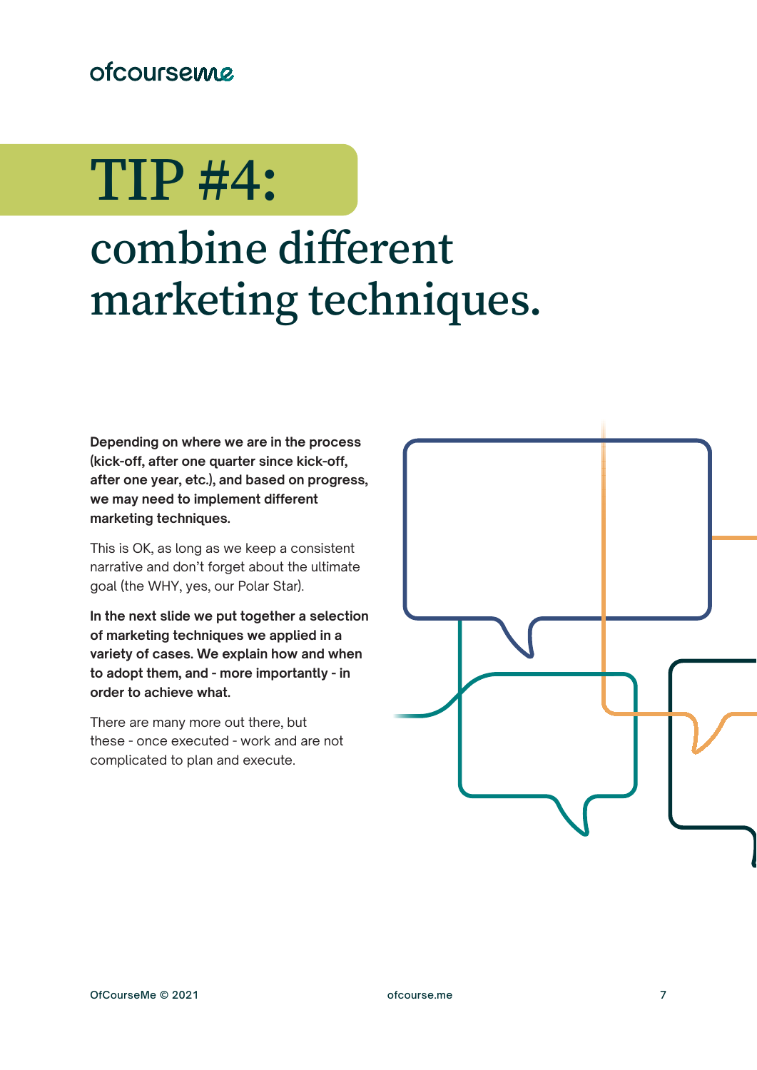# TIP #4:

# combine different marketing techniques.

**Depending on where we are in the process (kick-off, after one quarter since kick-off, after one year, etc.), and based on progress, we may need to implement different marketing techniques.**

This is OK, as long as we keep a consistent narrative and don't forget about the ultimate goal (the WHY, yes, our Polar Star).

**In the next slide we put together a selection of marketing techniques we applied in a variety of cases. We explain how and when to adopt them, and - more importantly - in order to achieve what.**

There are many more out there, but these - once executed - work and are not complicated to plan and execute.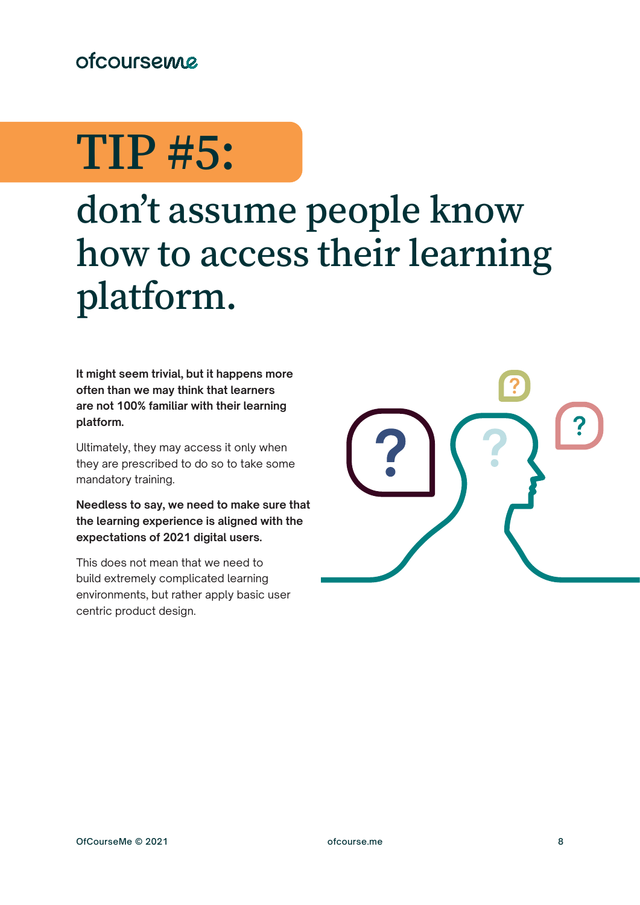# TIP #5:

## don't assume people know how to access their learning platform.

**It might seem trivial, but it happens more often than we may think that learners are not 100% familiar with their learning platform.**

Ultimately, they may access it only when they are prescribed to do so to take some mandatory training.

**Needless to say, we need to make sure that the learning experience is aligned with the expectations of 2021 digital users.**

This does not mean that we need to build extremely complicated learning environments, but rather apply basic user centric product design.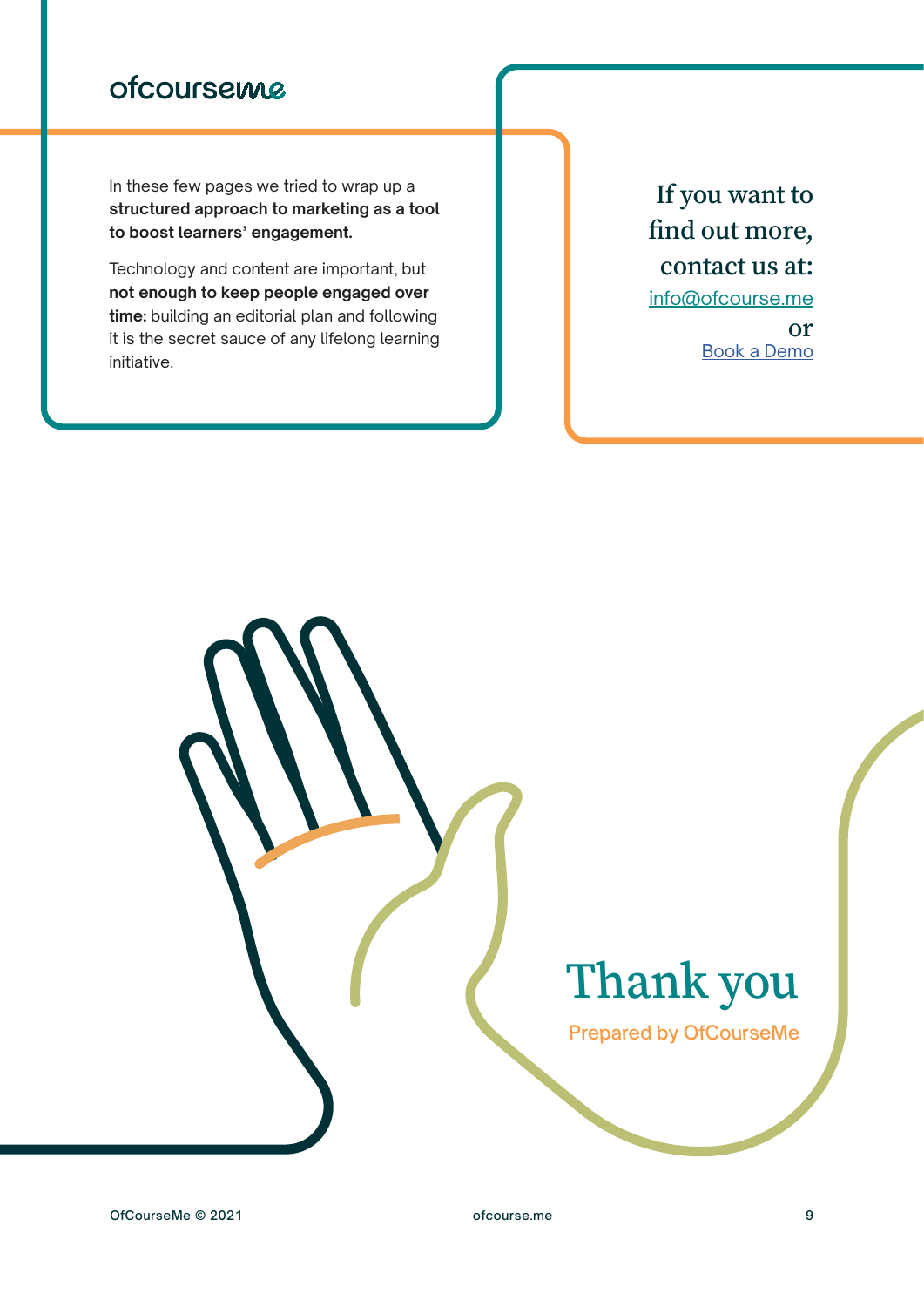ofcourseme

In these few pages we tried to wrap up a **structured approach to marketing as a tool to boost learners' engagement.**

Technology and content are important, but **not enough to keep people engaged over time:** building an editorial plan and following it is the secret sauce of any lifelong learning initiative.

If you want to find out more, contact us at:

info@ofcourse.me

or

Book a Demo

# Thank you

Prepared by OfCourseMe

OfCourseMe © 2021 ofcourse.me